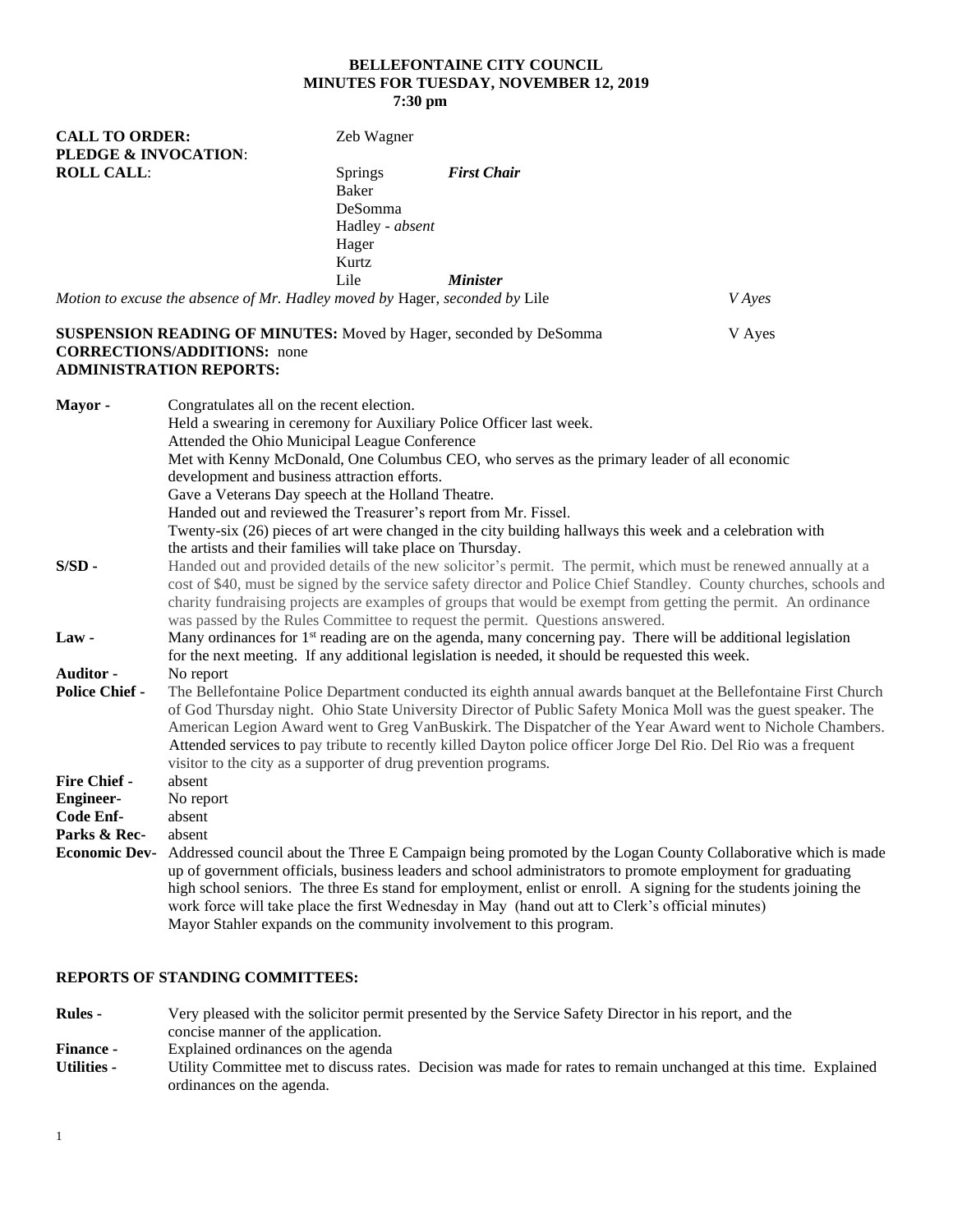**BELLEFONTAINE CITY COUNCIL**
**MINUTES FOR TUESDAY, NOVEMBER 12, 2019**
**7:30 pm**

**CALL TO ORDER:** Zeb Wagner
**PLEDGE & INVOCATION**:
**ROLL CALL**:

Springs — ***First Chair***
Baker
DeSomma
Hadley - *absent*
Hager
Kurtz
Lile — ***Minister***

*Motion to excuse the absence of Mr. Hadley moved by* Hager, *seconded by* Lile — *V Ayes*

**SUSPENSION READING OF MINUTES:** Moved by Hager, seconded by DeSomma — V Ayes
**CORRECTIONS/ADDITIONS:** none
**ADMINISTRATION REPORTS:**

**Mayor -** Congratulates all on the recent election.
Held a swearing in ceremony for Auxiliary Police Officer last week.
Attended the Ohio Municipal League Conference
Met with Kenny McDonald, One Columbus CEO, who serves as the primary leader of all economic development and business attraction efforts.
Gave a Veterans Day speech at the Holland Theatre.
Handed out and reviewed the Treasurer's report from Mr. Fissel.
Twenty-six (26) pieces of art were changed in the city building hallways this week and a celebration with the artists and their families will take place on Thursday.

**S/SD -** Handed out and provided details of the new solicitor's permit. The permit, which must be renewed annually at a cost of $40, must be signed by the service safety director and Police Chief Standley. County churches, schools and charity fundraising projects are examples of groups that would be exempt from getting the permit. An ordinance was passed by the Rules Committee to request the permit. Questions answered.

**Law -** Many ordinances for 1st reading are on the agenda, many concerning pay. There will be additional legislation for the next meeting. If any additional legislation is needed, it should be requested this week.

**Auditor -** No report

**Police Chief -** The Bellefontaine Police Department conducted its eighth annual awards banquet at the Bellefontaine First Church of God Thursday night. Ohio State University Director of Public Safety Monica Moll was the guest speaker. The American Legion Award went to Greg VanBuskirk. The Dispatcher of the Year Award went to Nichole Chambers. Attended services to pay tribute to recently killed Dayton police officer Jorge Del Rio. Del Rio was a frequent visitor to the city as a supporter of drug prevention programs.

**Fire Chief -** absent

**Engineer-** No report

**Code Enf-** absent

**Parks & Rec-** absent

**Economic Dev-** Addressed council about the Three E Campaign being promoted by the Logan County Collaborative which is made up of government officials, business leaders and school administrators to promote employment for graduating high school seniors. The three Es stand for employment, enlist or enroll. A signing for the students joining the work force will take place the first Wednesday in May (hand out att to Clerk's official minutes)
Mayor Stahler expands on the community involvement to this program.

**REPORTS OF STANDING COMMITTEES:**

**Rules -** Very pleased with the solicitor permit presented by the Service Safety Director in his report, and the concise manner of the application.

**Finance -** Explained ordinances on the agenda

**Utilities -** Utility Committee met to discuss rates. Decision was made for rates to remain unchanged at this time. Explained ordinances on the agenda.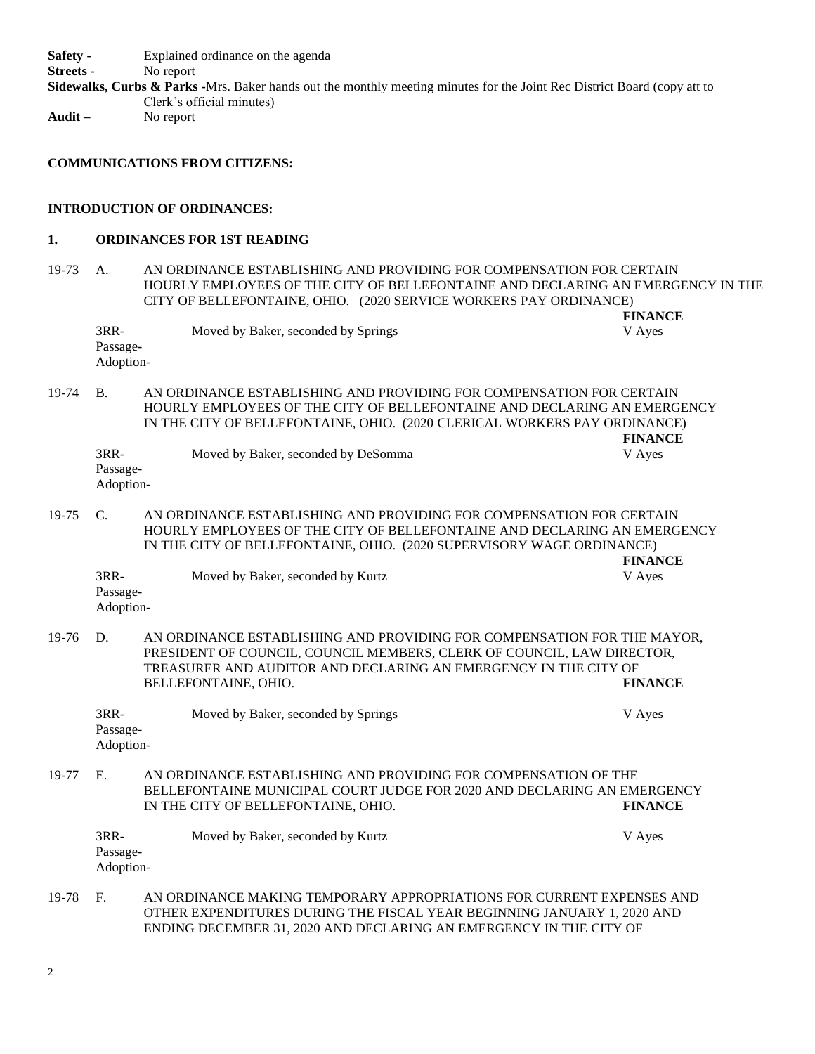**Safety -** Explained ordinance on the agenda

**Streets -** No report

**Sidewalks, Curbs & Parks -** Mrs. Baker hands out the monthly meeting minutes for the Joint Rec District Board (copy att to Clerk's official minutes)

**Audit –** No report

**COMMUNICATIONS FROM CITIZENS:**

**INTRODUCTION OF ORDINANCES:**

**1. ORDINANCES FOR 1ST READING**

19-73 A. AN ORDINANCE ESTABLISHING AND PROVIDING FOR COMPENSATION FOR CERTAIN HOURLY EMPLOYEES OF THE CITY OF BELLEFONTAINE AND DECLARING AN EMERGENCY IN THE CITY OF BELLEFONTAINE, OHIO. (2020 SERVICE WORKERS PAY ORDINANCE) **FINANCE**

3RR- Moved by Baker, seconded by Springs V Ayes
Passage-
Adoption-

19-74 B. AN ORDINANCE ESTABLISHING AND PROVIDING FOR COMPENSATION FOR CERTAIN HOURLY EMPLOYEES OF THE CITY OF BELLEFONTAINE AND DECLARING AN EMERGENCY IN THE CITY OF BELLEFONTAINE, OHIO. (2020 CLERICAL WORKERS PAY ORDINANCE) **FINANCE**

3RR- Moved by Baker, seconded by DeSomma V Ayes
Passage-
Adoption-

19-75 C. AN ORDINANCE ESTABLISHING AND PROVIDING FOR COMPENSATION FOR CERTAIN HOURLY EMPLOYEES OF THE CITY OF BELLEFONTAINE AND DECLARING AN EMERGENCY IN THE CITY OF BELLEFONTAINE, OHIO. (2020 SUPERVISORY WAGE ORDINANCE) **FINANCE**

3RR- Moved by Baker, seconded by Kurtz V Ayes
Passage-
Adoption-

19-76 D. AN ORDINANCE ESTABLISHING AND PROVIDING FOR COMPENSATION FOR THE MAYOR, PRESIDENT OF COUNCIL, COUNCIL MEMBERS, CLERK OF COUNCIL, LAW DIRECTOR, TREASURER AND AUDITOR AND DECLARING AN EMERGENCY IN THE CITY OF BELLEFONTAINE, OHIO. **FINANCE**

3RR- Moved by Baker, seconded by Springs V Ayes
Passage-
Adoption-

19-77 E. AN ORDINANCE ESTABLISHING AND PROVIDING FOR COMPENSATION OF THE BELLEFONTAINE MUNICIPAL COURT JUDGE FOR 2020 AND DECLARING AN EMERGENCY IN THE CITY OF BELLEFONTAINE, OHIO. **FINANCE**

3RR- Moved by Baker, seconded by Kurtz V Ayes
Passage-
Adoption-

19-78 F. AN ORDINANCE MAKING TEMPORARY APPROPRIATIONS FOR CURRENT EXPENSES AND OTHER EXPENDITURES DURING THE FISCAL YEAR BEGINNING JANUARY 1, 2020 AND ENDING DECEMBER 31, 2020 AND DECLARING AN EMERGENCY IN THE CITY OF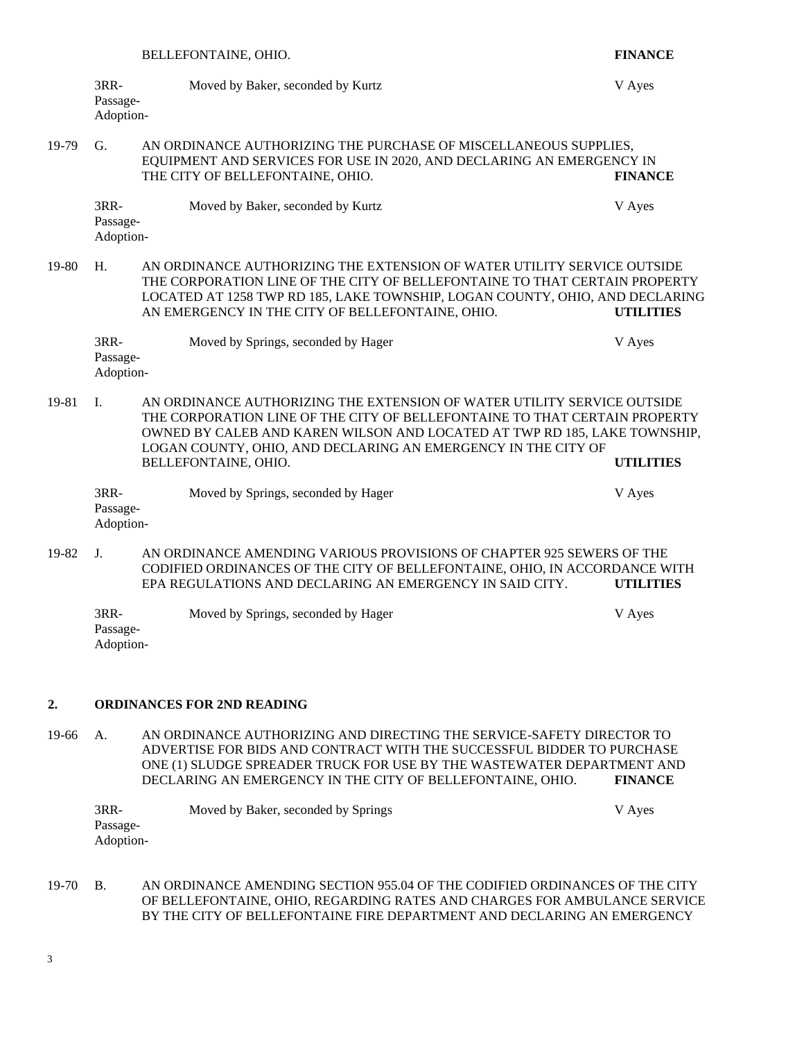BELLEFONTAINE, OHIO. **FINANCE**

3RR-
Passage-
Adoption-

Moved by Baker, seconded by Kurtz — V Ayes

19-79 G. AN ORDINANCE AUTHORIZING THE PURCHASE OF MISCELLANEOUS SUPPLIES, EQUIPMENT AND SERVICES FOR USE IN 2020, AND DECLARING AN EMERGENCY IN THE CITY OF BELLEFONTAINE, OHIO. **FINANCE**

3RR-
Passage-
Adoption-

Moved by Baker, seconded by Kurtz — V Ayes

19-80 H. AN ORDINANCE AUTHORIZING THE EXTENSION OF WATER UTILITY SERVICE OUTSIDE THE CORPORATION LINE OF THE CITY OF BELLEFONTAINE TO THAT CERTAIN PROPERTY LOCATED AT 1258 TWP RD 185, LAKE TOWNSHIP, LOGAN COUNTY, OHIO, AND DECLARING AN EMERGENCY IN THE CITY OF BELLEFONTAINE, OHIO. **UTILITIES**

3RR-
Passage-
Adoption-

Moved by Springs, seconded by Hager — V Ayes

19-81 I. AN ORDINANCE AUTHORIZING THE EXTENSION OF WATER UTILITY SERVICE OUTSIDE THE CORPORATION LINE OF THE CITY OF BELLEFONTAINE TO THAT CERTAIN PROPERTY OWNED BY CALEB AND KAREN WILSON AND LOCATED AT TWP RD 185, LAKE TOWNSHIP, LOGAN COUNTY, OHIO, AND DECLARING AN EMERGENCY IN THE CITY OF BELLEFONTAINE, OHIO. **UTILITIES**

3RR-
Passage-
Adoption-

Moved by Springs, seconded by Hager — V Ayes

19-82 J. AN ORDINANCE AMENDING VARIOUS PROVISIONS OF CHAPTER 925 SEWERS OF THE CODIFIED ORDINANCES OF THE CITY OF BELLEFONTAINE, OHIO, IN ACCORDANCE WITH EPA REGULATIONS AND DECLARING AN EMERGENCY IN SAID CITY. **UTILITIES**

3RR-
Passage-
Adoption-

Moved by Springs, seconded by Hager — V Ayes

## 2. ORDINANCES FOR 2ND READING

19-66 A. AN ORDINANCE AUTHORIZING AND DIRECTING THE SERVICE-SAFETY DIRECTOR TO ADVERTISE FOR BIDS AND CONTRACT WITH THE SUCCESSFUL BIDDER TO PURCHASE ONE (1) SLUDGE SPREADER TRUCK FOR USE BY THE WASTEWATER DEPARTMENT AND DECLARING AN EMERGENCY IN THE CITY OF BELLEFONTAINE, OHIO. **FINANCE**

3RR-
Passage-
Adoption-

Moved by Baker, seconded by Springs — V Ayes

19-70 B. AN ORDINANCE AMENDING SECTION 955.04 OF THE CODIFIED ORDINANCES OF THE CITY OF BELLEFONTAINE, OHIO, REGARDING RATES AND CHARGES FOR AMBULANCE SERVICE BY THE CITY OF BELLEFONTAINE FIRE DEPARTMENT AND DECLARING AN EMERGENCY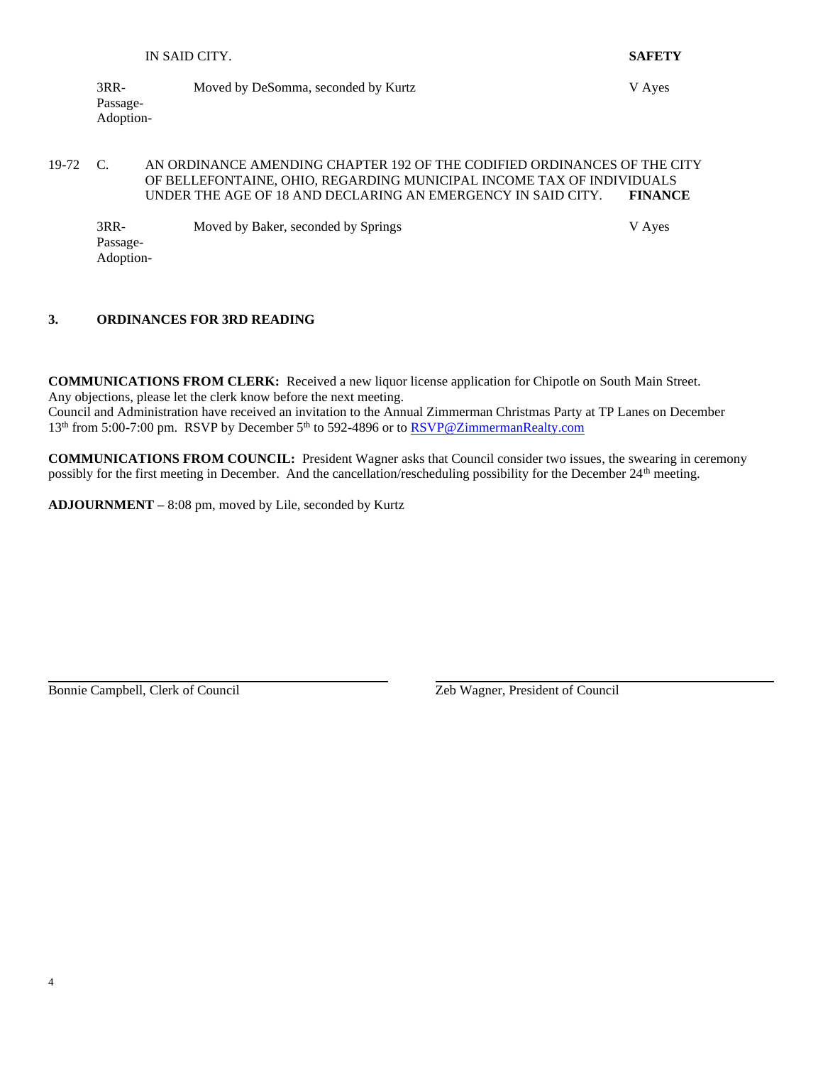IN SAID CITY. **SAFETY**

| | | |
|---|---|---|
| 3RR-<br>Passage-<br>Adoption- | Moved by DeSomma, seconded by Kurtz | V Ayes |

19-72 C. AN ORDINANCE AMENDING CHAPTER 192 OF THE CODIFIED ORDINANCES OF THE CITY OF BELLEFONTAINE, OHIO, REGARDING MUNICIPAL INCOME TAX OF INDIVIDUALS UNDER THE AGE OF 18 AND DECLARING AN EMERGENCY IN SAID CITY. **FINANCE**

| | | |
|---|---|---|
| 3RR-<br>Passage-<br>Adoption- | Moved by Baker, seconded by Springs | V Ayes |

**3. ORDINANCES FOR 3RD READING**

**COMMUNICATIONS FROM CLERK:** Received a new liquor license application for Chipotle on South Main Street. Any objections, please let the clerk know before the next meeting.
Council and Administration have received an invitation to the Annual Zimmerman Christmas Party at TP Lanes on December 13th from 5:00-7:00 pm. RSVP by December 5th to 592-4896 or to RSVP@ZimmermanRealty.com

**COMMUNICATIONS FROM COUNCIL:** President Wagner asks that Council consider two issues, the swearing in ceremony possibly for the first meeting in December. And the cancellation/rescheduling possibility for the December 24th meeting.

**ADJOURNMENT –** 8:08 pm, moved by Lile, seconded by Kurtz

Bonnie Campbell, Clerk of Council

Zeb Wagner, President of Council